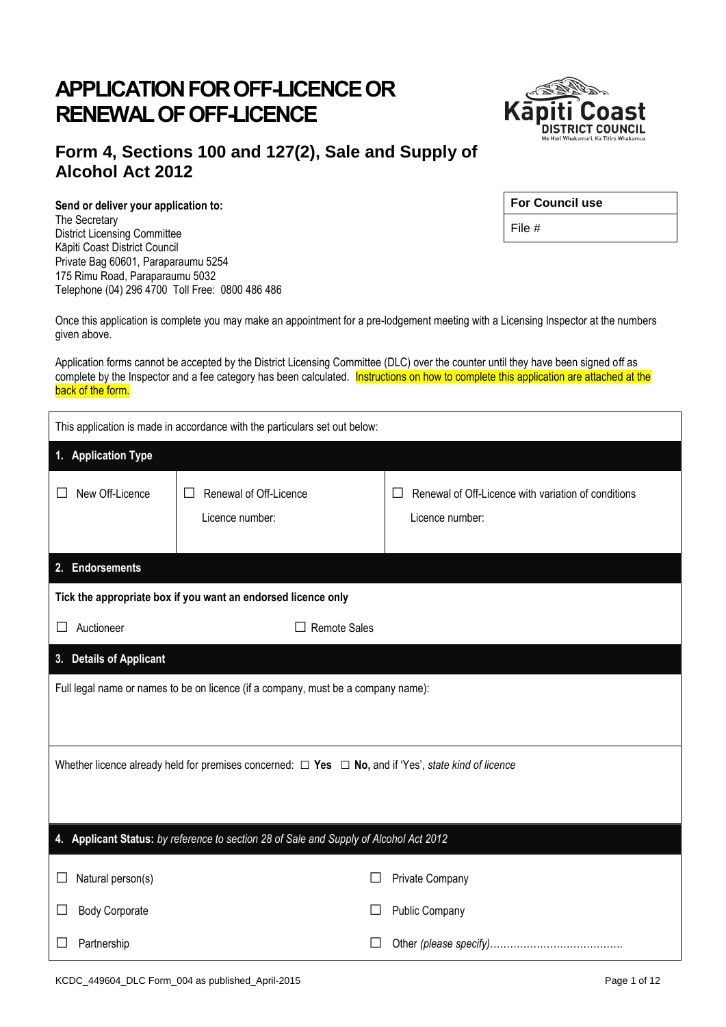# APPLICATION FOR OFF-LICENCE OR RENEWAL OF OFF-LICENCE

## Form 4, Sections 100 and 127(2), Sale and Supply of Alcohol Act 2012

| For Council use |
| --- |
| File # |

**Send or deliver your application to:**
The Secretary
District Licensing Committee
Kāpiti Coast District Council
Private Bag 60601, Paraparaumu 5254
175 Rimu Road, Paraparaumu 5032
Telephone (04) 296 4700 Toll Free: 0800 486 486

Once this application is complete you may make an appointment for a pre-lodgement meeting with a Licensing Inspector at the numbers given above.

Application forms cannot be accepted by the District Licensing Committee (DLC) over the counter until they have been signed off as complete by the Inspector and a fee category has been calculated. Instructions on how to complete this application are attached at the back of the form.

This application is made in accordance with the particulars set out below:

### 1. Application Type

| ☐ New Off-Licence | ☐ Renewal of Off-Licence<br>Licence number: | ☐ Renewal of Off-Licence with variation of conditions<br>Licence number: |
| --- | --- | --- |

### 2. Endorsements

**Tick the appropriate box if you want an endorsed licence only**

☐ Auctioneer ☐ Remote Sales

### 3. Details of Applicant

Full legal name or names to be on licence (if a company, must be a company name):

Whether licence already held for premises concerned: ☐ **Yes** ☐ **No,** and if 'Yes', *state kind of licence*

### 4. Applicant Status: *by reference to section 28 of Sale and Supply of Alcohol Act 2012*

| | |
| --- | --- |
| ☐ Natural person(s) | ☐ Private Company |
| ☐ Body Corporate | ☐ Public Company |
| ☐ Partnership | ☐ Other *(please specify)*…………………………………. |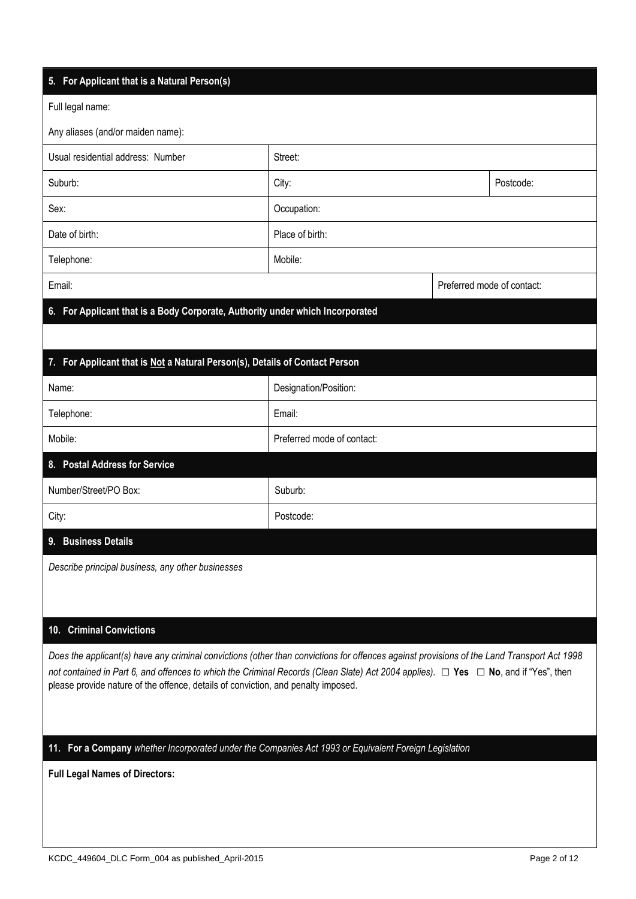## 5. For Applicant that is a Natural Person(s)

Full legal name:

Any aliases (and/or maiden name):

| | | |
|---|---|---|
| Usual residential address: Number | Street: | |
| Suburb: | City: | Postcode: |
| Sex: | Occupation: | |
| Date of birth: | Place of birth: | |
| Telephone: | Mobile: | |
| Email: | | Preferred mode of contact: |

## 6. For Applicant that is a Body Corporate, Authority under which Incorporated

## 7. For Applicant that is Not a Natural Person(s), Details of Contact Person

| | |
|---|---|
| Name: | Designation/Position: |
| Telephone: | Email: |
| Mobile: | Preferred mode of contact: |

## 8. Postal Address for Service

| | |
|---|---|
| Number/Street/PO Box: | Suburb: |
| City: | Postcode: |

## 9. Business Details

*Describe principal business, any other businesses*

## 10. Criminal Convictions

*Does the applicant(s) have any criminal convictions (other than convictions for offences against provisions of the Land Transport Act 1998 not contained in Part 6, and offences to which the Criminal Records (Clean Slate) Act 2004 applies).* ☐ **Yes** ☐ **No**, and if "Yes", then please provide nature of the offence, details of conviction, and penalty imposed.

## 11. For a Company *whether Incorporated under the Companies Act 1993 or Equivalent Foreign Legislation*

**Full Legal Names of Directors:**

KCDC_449604_DLC Form_004 as published_April-2015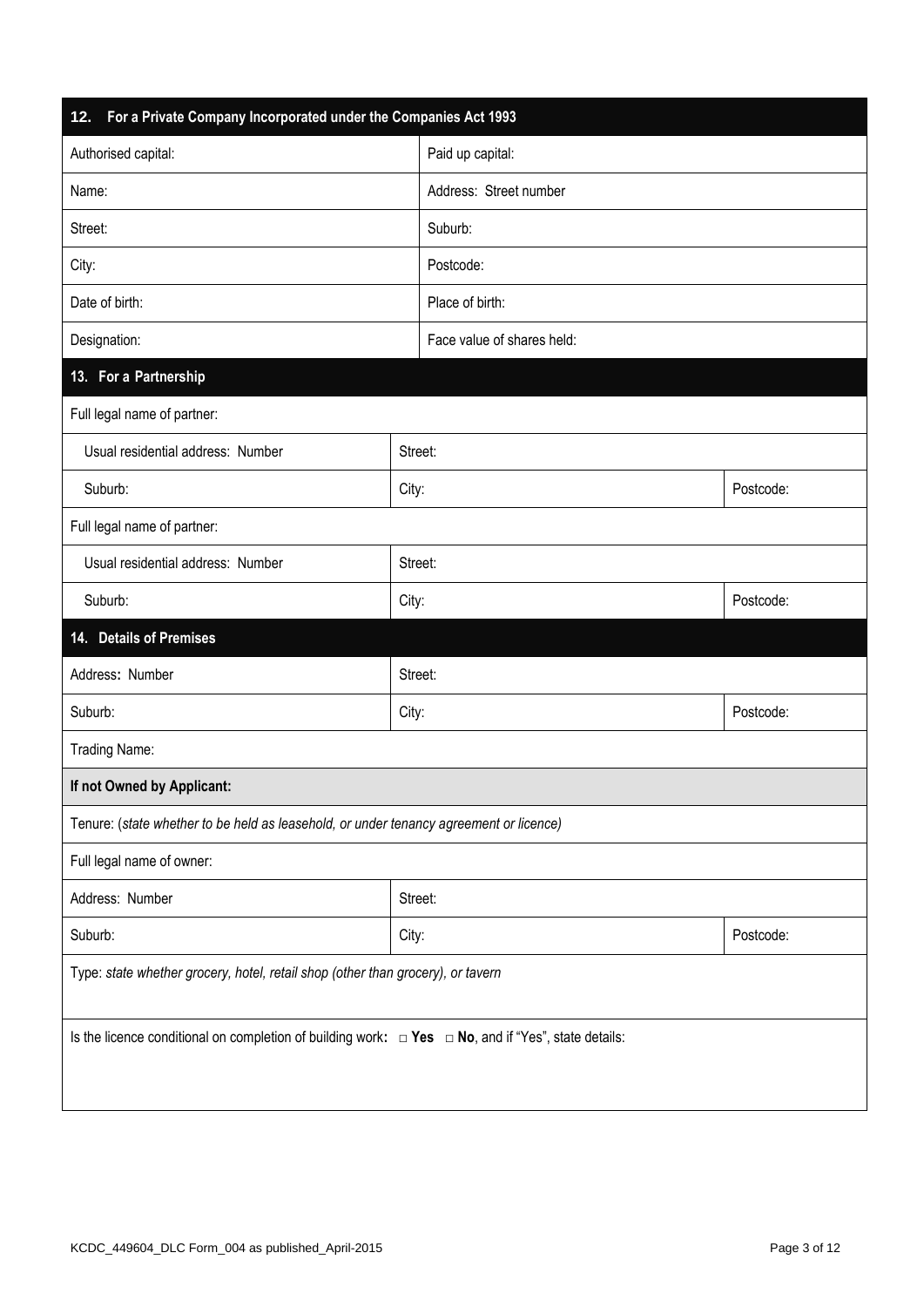| **12. For a Private Company Incorporated under the Companies Act 1993** | |
|---|---|
| Authorised capital: | Paid up capital: |
| Name: | Address: Street number |
| Street: | Suburb: |
| City: | Postcode: |
| Date of birth: | Place of birth: |
| Designation: | Face value of shares held: |

| **13. For a Partnership** | | |
|---|---|---|
| Full legal name of partner: | | |
| Usual residential address: Number | Street: | |
| Suburb: | City: | Postcode: |
| Full legal name of partner: | | |
| Usual residential address: Number | Street: | |
| Suburb: | City: | Postcode: |

| **14. Details of Premises** | | |
|---|---|---|
| Address: Number | Street: | |
| Suburb: | City: | Postcode: |
| Trading Name: | | |
| **If not Owned by Applicant:** | | |
| Tenure: (*state whether to be held as leasehold, or under tenancy agreement or licence)* | | |
| Full legal name of owner: | | |
| Address: Number | Street: | |
| Suburb: | City: | Postcode: |
| Type: *state whether grocery, hotel, retail shop (other than grocery), or tavern* | | |
| Is the licence conditional on completion of building work: □ **Yes** □ **No**, and if "Yes", state details: | | |

KCDC_449604_DLC Form_004 as published_April-2015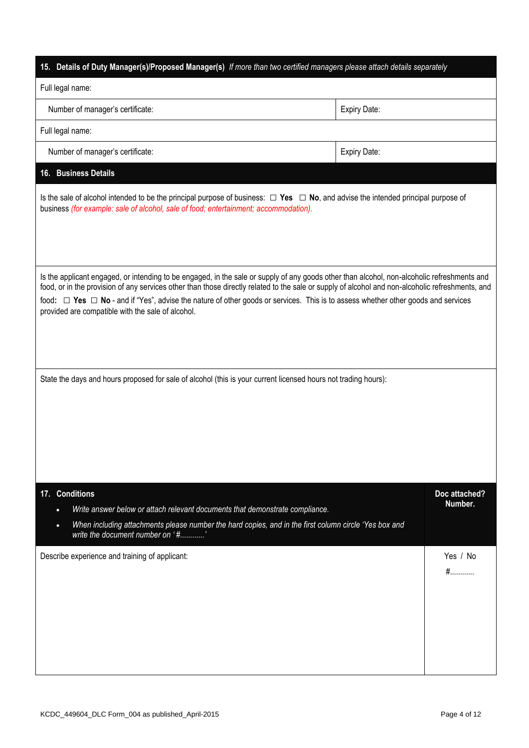## 15. Details of Duty Manager(s)/Proposed Manager(s) *If more than two certified managers please attach details separately*

| | |
|---|---|
| Full legal name: | |
| Number of manager's certificate: | Expiry Date: |
| Full legal name: | |
| Number of manager's certificate: | Expiry Date: |

## 16. Business Details

Is the sale of alcohol intended to be the principal purpose of business: ☐ **Yes** ☐ **No**, and advise the intended principal purpose of business *(for example: sale of alcohol, sale of food; entertainment; accommodation).*

Is the applicant engaged, or intending to be engaged, in the sale or supply of any goods other than alcohol, non-alcoholic refreshments and food, or in the provision of any services other than those directly related to the sale or supply of alcohol and non-alcoholic refreshments, and food**:** ☐ **Yes** ☐ **No** - and if "Yes", advise the nature of other goods or services. This is to assess whether other goods and services provided are compatible with the sale of alcohol.

State the days and hours proposed for sale of alcohol (this is your current licensed hours not trading hours):

## 17. Conditions

- *Write answer below or attach relevant documents that demonstrate compliance.*
- *When including attachments please number the hard copies, and in the first column circle 'Yes box and write the document number on '#...........'*

| | Doc attached? Number. |
|---|---|
| Describe experience and training of applicant: | Yes / No<br>#........... |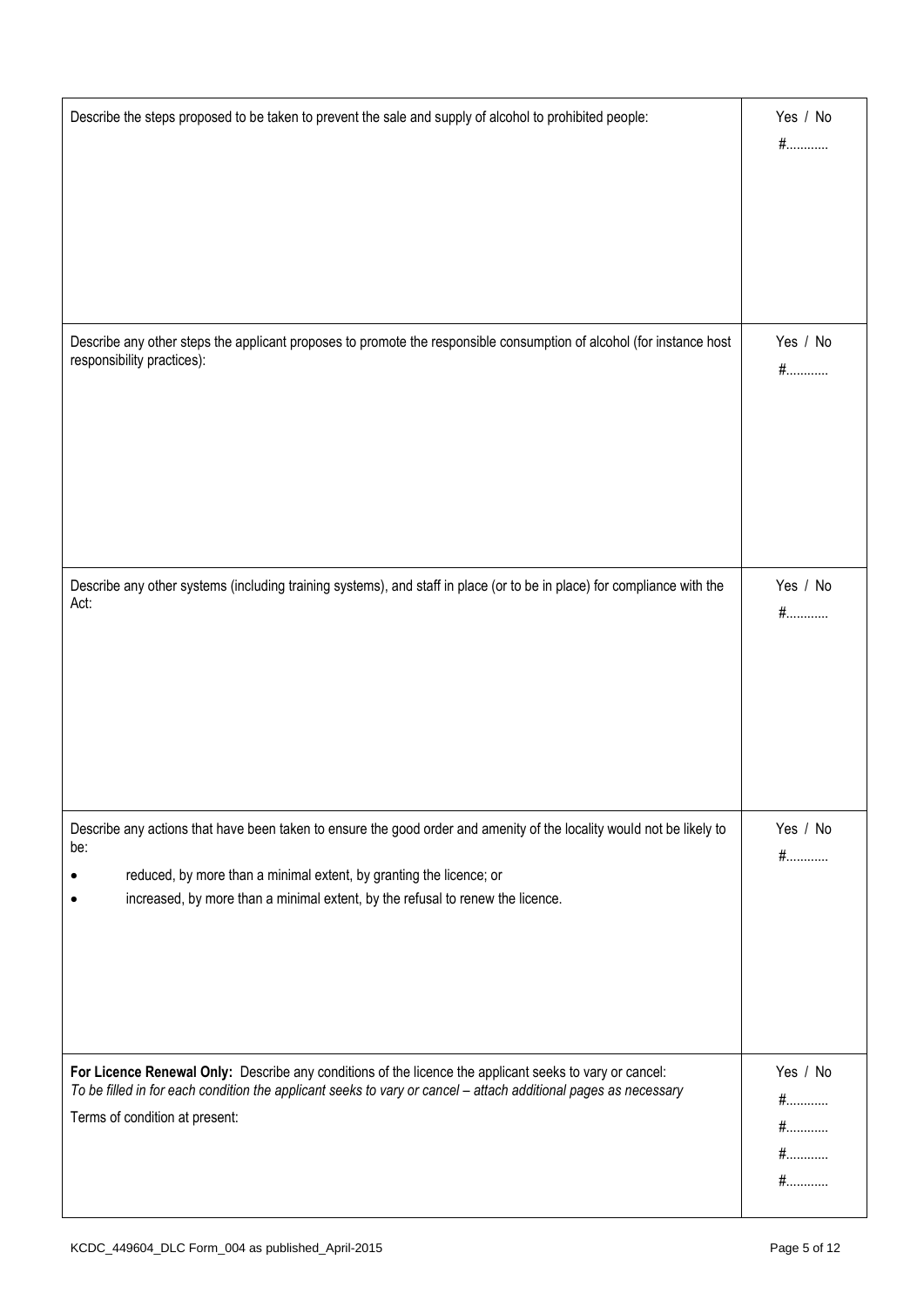| | |
|---|---|
| Describe the steps proposed to be taken to prevent the sale and supply of alcohol to prohibited people: | Yes / No<br>#………… |
| Describe any other steps the applicant proposes to promote the responsible consumption of alcohol (for instance host responsibility practices): | Yes / No<br>#………… |
| Describe any other systems (including training systems), and staff in place (or to be in place) for compliance with the Act: | Yes / No<br>#………… |
| Describe any actions that have been taken to ensure the good order and amenity of the locality would not be likely to be:<br>• reduced, by more than a minimal extent, by granting the licence; or<br>• increased, by more than a minimal extent, by the refusal to renew the licence. | Yes / No<br>#………… |
| **For Licence Renewal Only:** Describe any conditions of the licence the applicant seeks to vary or cancel:<br>*To be filled in for each condition the applicant seeks to vary or cancel – attach additional pages as necessary*<br>Terms of condition at present: | Yes / No<br>#…………<br>#…………<br>#…………<br>#………… |

KCDC_449604_DLC Form_004 as published_April-2015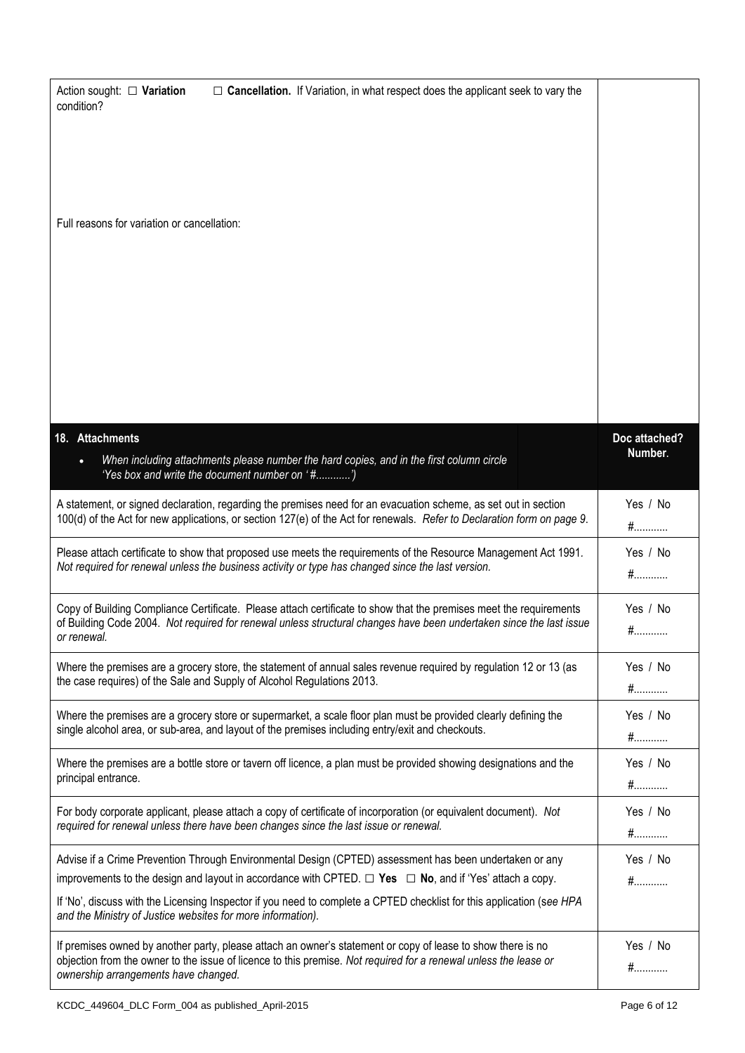Action sought: ☐ **Variation** ☐ **Cancellation.** If Variation, in what respect does the applicant seek to vary the condition?

Full reasons for variation or cancellation:

| **18. Attachments** <br> • *When including attachments please number the hard copies, and in the first column circle 'Yes box and write the document number on '#...........')* | **Doc attached? Number.** |
|---|---|
| A statement, or signed declaration, regarding the premises need for an evacuation scheme, as set out in section 100(d) of the Act for new applications, or section 127(e) of the Act for renewals. *Refer to Declaration form on page 9.* | Yes / No <br> #........... |
| Please attach certificate to show that proposed use meets the requirements of the Resource Management Act 1991. *Not required for renewal unless the business activity or type has changed since the last version.* | Yes / No <br> #........... |
| Copy of Building Compliance Certificate. Please attach certificate to show that the premises meet the requirements of Building Code 2004. *Not required for renewal unless structural changes have been undertaken since the last issue or renewal.* | Yes / No <br> #........... |
| Where the premises are a grocery store, the statement of annual sales revenue required by regulation 12 or 13 (as the case requires) of the Sale and Supply of Alcohol Regulations 2013. | Yes / No <br> #........... |
| Where the premises are a grocery store or supermarket, a scale floor plan must be provided clearly defining the single alcohol area, or sub-area, and layout of the premises including entry/exit and checkouts. | Yes / No <br> #........... |
| Where the premises are a bottle store or tavern off licence, a plan must be provided showing designations and the principal entrance. | Yes / No <br> #........... |
| For body corporate applicant, please attach a copy of certificate of incorporation (or equivalent document). *Not required for renewal unless there have been changes since the last issue or renewal.* | Yes / No <br> #........... |
| Advise if a Crime Prevention Through Environmental Design (CPTED) assessment has been undertaken or any improvements to the design and layout in accordance with CPTED. ☐ **Yes** ☐ **No**, and if 'Yes' attach a copy. <br> If 'No', discuss with the Licensing Inspector if you need to complete a CPTED checklist for this application (*see HPA and the Ministry of Justice websites for more information).* | Yes / No <br> #........... |
| If premises owned by another party, please attach an owner's statement or copy of lease to show there is no objection from the owner to the issue of licence to this premise. *Not required for a renewal unless the lease or ownership arrangements have changed.* | Yes / No <br> #........... |

KCDC_449604_DLC Form_004 as published_April-2015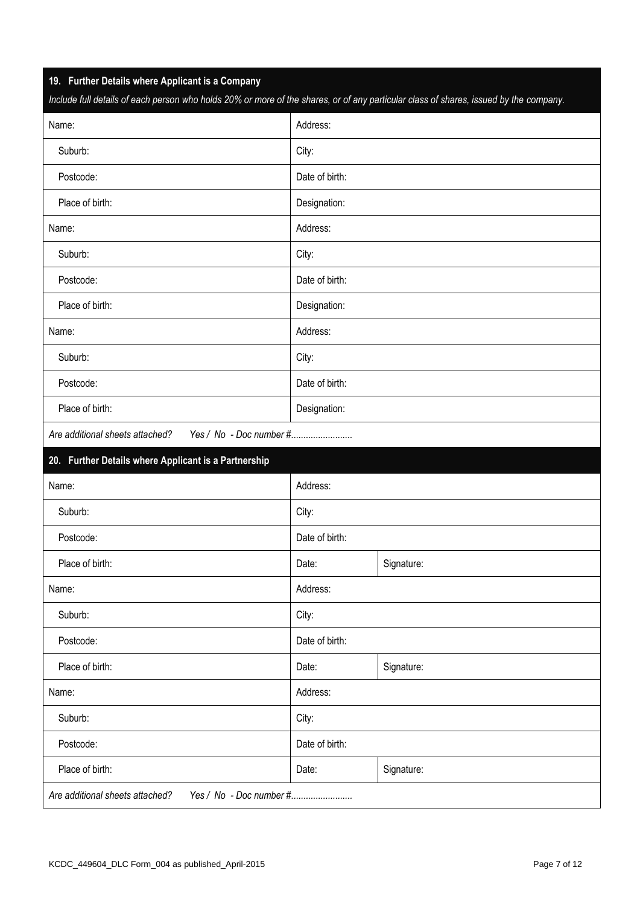## 19. Further Details where Applicant is a Company

*Include full details of each person who holds 20% or more of the shares, or of any particular class of shares, issued by the company.*

| | |
|---|---|
| Name: | Address: |
| Suburb: | City: |
| Postcode: | Date of birth: |
| Place of birth: | Designation: |
| Name: | Address: |
| Suburb: | City: |
| Postcode: | Date of birth: |
| Place of birth: | Designation: |
| Name: | Address: |
| Suburb: | City: |
| Postcode: | Date of birth: |
| Place of birth: | Designation: |

*Are additional sheets attached? Yes / No - Doc number #.........................*

## 20. Further Details where Applicant is a Partnership

| | | |
|---|---|---|
| Name: | Address: | |
| Suburb: | City: | |
| Postcode: | Date of birth: | |
| Place of birth: | Date: | Signature: |
| Name: | Address: | |
| Suburb: | City: | |
| Postcode: | Date of birth: | |
| Place of birth: | Date: | Signature: |
| Name: | Address: | |
| Suburb: | City: | |
| Postcode: | Date of birth: | |
| Place of birth: | Date: | Signature: |

*Are additional sheets attached? Yes / No - Doc number #.........................*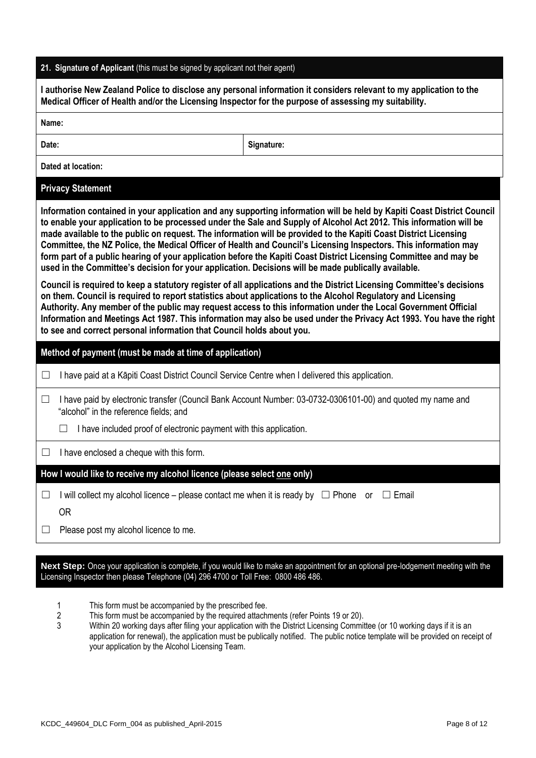## 21. Signature of Applicant (this must be signed by applicant not their agent)

**I authorise New Zealand Police to disclose any personal information it considers relevant to my application to the Medical Officer of Health and/or the Licensing Inspector for the purpose of assessing my suitability.**

| | |
|---|---|
| **Name:** | |
| **Date:** | **Signature:** |
| **Dated at location:** | |

## Privacy Statement

**Information contained in your application and any supporting information will be held by Kapiti Coast District Council to enable your application to be processed under the Sale and Supply of Alcohol Act 2012. This information will be made available to the public on request. The information will be provided to the Kapiti Coast District Licensing Committee, the NZ Police, the Medical Officer of Health and Council's Licensing Inspectors. This information may form part of a public hearing of your application before the Kapiti Coast District Licensing Committee and may be used in the Committee's decision for your application. Decisions will be made publically available.**

**Council is required to keep a statutory register of all applications and the District Licensing Committee's decisions on them. Council is required to report statistics about applications to the Alcohol Regulatory and Licensing Authority. Any member of the public may request access to this information under the Local Government Official Information and Meetings Act 1987. This information may also be used under the Privacy Act 1993. You have the right to see and correct personal information that Council holds about you.**

## Method of payment (must be made at time of application)

☐ I have paid at a Kāpiti Coast District Council Service Centre when I delivered this application.

☐ I have paid by electronic transfer (Council Bank Account Number: 03-0732-0306101-00) and quoted my name and "alcohol" in the reference fields; and

☐ I have included proof of electronic payment with this application.

☐ I have enclosed a cheque with this form.

## How I would like to receive my alcohol licence (please select one only)

☐ I will collect my alcohol licence – please contact me when it is ready by ☐ Phone or ☐ Email

OR

☐ Please post my alcohol licence to me.

**Next Step:** Once your application is complete, if you would like to make an appointment for an optional pre-lodgement meeting with the Licensing Inspector then please Telephone (04) 296 4700 or Toll Free: 0800 486 486.

1. This form must be accompanied by the prescribed fee.
2. This form must be accompanied by the required attachments (refer Points 19 or 20).
3. Within 20 working days after filing your application with the District Licensing Committee (or 10 working days if it is an application for renewal), the application must be publically notified. The public notice template will be provided on receipt of your application by the Alcohol Licensing Team.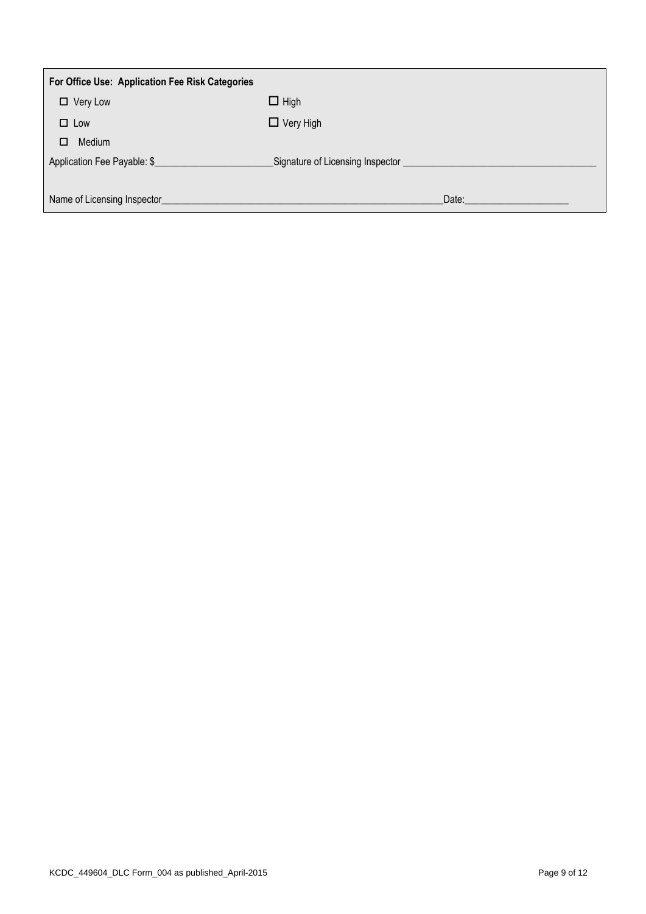**For Office Use: Application Fee Risk Categories**

- ☐ Very Low
- ☐ Low
- ☐ Medium
- ☐ High
- ☐ Very High

Application Fee Payable: $\_\_\_\_\_\_\_\_\_\_\_\_\_\_\_\_\_\_\_\_\_\_\_\_ Signature of Licensing Inspector \_\_\_\_\_\_\_\_\_\_\_\_\_\_\_\_\_\_\_\_\_\_\_\_\_\_\_\_\_\_\_\_\_\_\_\_\_\_

Name of Licensing Inspector\_\_\_\_\_\_\_\_\_\_\_\_\_\_\_\_\_\_\_\_\_\_\_\_\_\_\_\_\_\_\_\_\_\_\_\_\_\_\_\_\_\_\_\_\_\_\_\_\_\_\_\_\_\_\_\_ Date:\_\_\_\_\_\_\_\_\_\_\_\_\_\_\_\_\_\_\_\_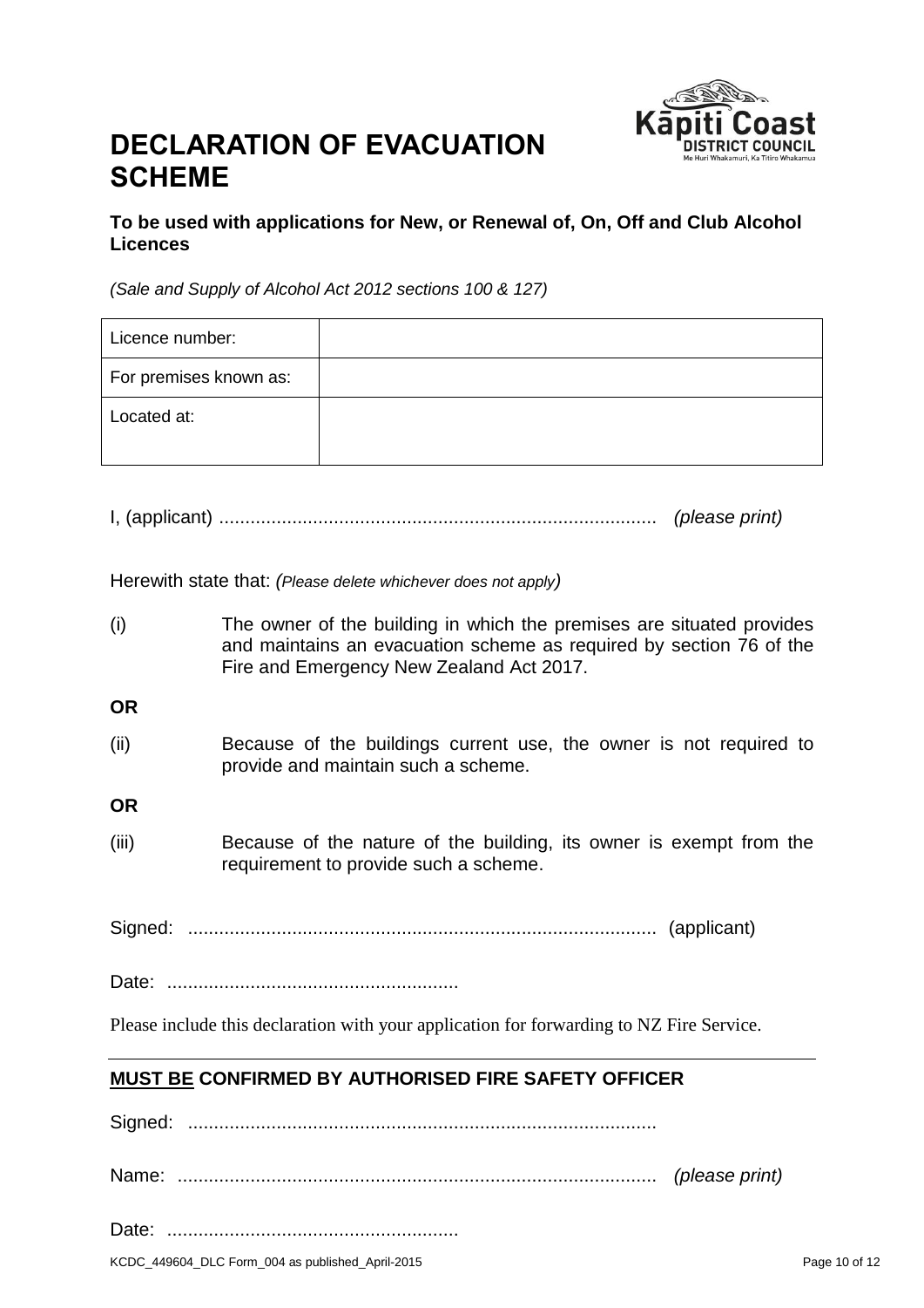# DECLARATION OF EVACUATION SCHEME

**To be used with applications for New, or Renewal of, On, Off and Club Alcohol Licences**

*(Sale and Supply of Alcohol Act 2012 sections 100 & 127)*

| | |
|---|---|
| Licence number: | |
| For premises known as: | |
| Located at: | |

I, (applicant) .................................................................................... *(please print)*

Herewith state that: *(Please delete whichever does not apply)*

(i) The owner of the building in which the premises are situated provides and maintains an evacuation scheme as required by section 76 of the Fire and Emergency New Zealand Act 2017.

**OR**

(ii) Because of the buildings current use, the owner is not required to provide and maintain such a scheme.

**OR**

(iii) Because of the nature of the building, its owner is exempt from the requirement to provide such a scheme.

Signed: ......................................................................................... (applicant)

Date: ........................................................

Please include this declaration with your application for forwarding to NZ Fire Service.

---

**MUST BE CONFIRMED BY AUTHORISED FIRE SAFETY OFFICER**

Signed: .........................................................................................

Name: ........................................................................................... *(please print)*

Date: ........................................................

KCDC_449604_DLC Form_004 as published_April-2015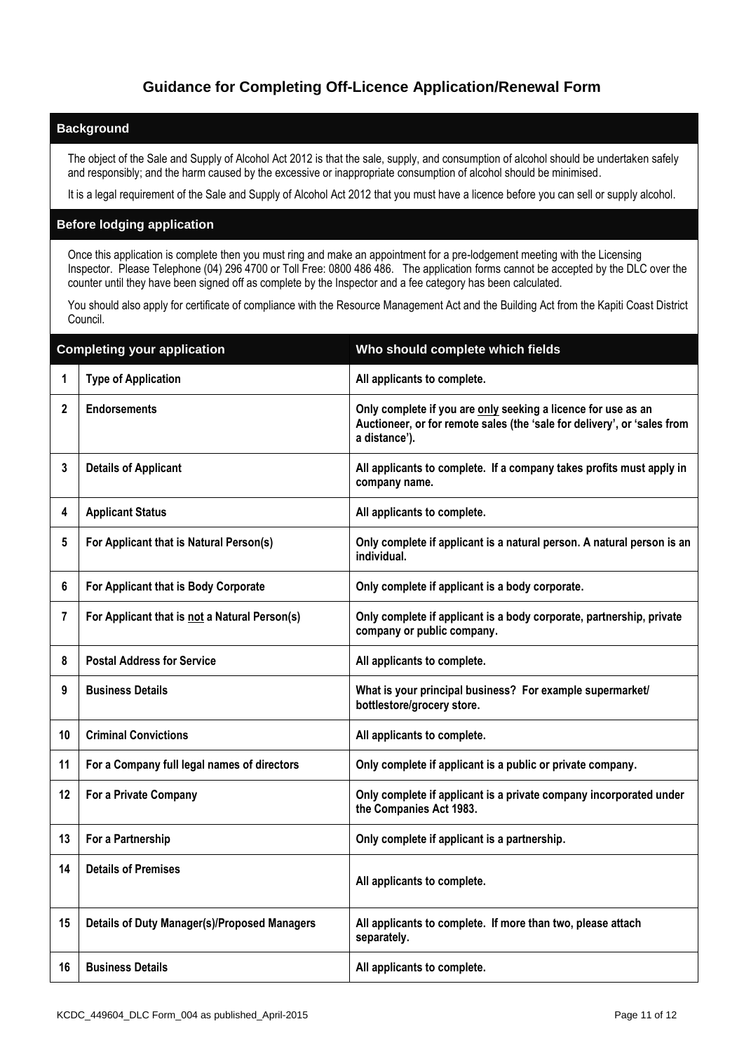# Guidance for Completing Off-Licence Application/Renewal Form

## Background

The object of the Sale and Supply of Alcohol Act 2012 is that the sale, supply, and consumption of alcohol should be undertaken safely and responsibly; and the harm caused by the excessive or inappropriate consumption of alcohol should be minimised.

It is a legal requirement of the Sale and Supply of Alcohol Act 2012 that you must have a licence before you can sell or supply alcohol.

## Before lodging application

Once this application is complete then you must ring and make an appointment for a pre-lodgement meeting with the Licensing Inspector. Please Telephone (04) 296 4700 or Toll Free: 0800 486 486. The application forms cannot be accepted by the DLC over the counter until they have been signed off as complete by the Inspector and a fee category has been calculated.

You should also apply for certificate of compliance with the Resource Management Act and the Building Act from the Kapiti Coast District Council.

| | Completing your application | Who should complete which fields |
|---|---|---|
| 1 | **Type of Application** | **All applicants to complete.** |
| 2 | **Endorsements** | **Only complete if you are only seeking a licence for use as an Auctioneer, or for remote sales (the 'sale for delivery', or 'sales from a distance').** |
| 3 | **Details of Applicant** | **All applicants to complete. If a company takes profits must apply in company name.** |
| 4 | **Applicant Status** | **All applicants to complete.** |
| 5 | **For Applicant that is Natural Person(s)** | **Only complete if applicant is a natural person. A natural person is an individual.** |
| 6 | **For Applicant that is Body Corporate** | **Only complete if applicant is a body corporate.** |
| 7 | **For Applicant that is not a Natural Person(s)** | **Only complete if applicant is a body corporate, partnership, private company or public company.** |
| 8 | **Postal Address for Service** | **All applicants to complete.** |
| 9 | **Business Details** | **What is your principal business? For example supermarket/ bottlestore/grocery store.** |
| 10 | **Criminal Convictions** | **All applicants to complete.** |
| 11 | **For a Company full legal names of directors** | **Only complete if applicant is a public or private company.** |
| 12 | **For a Private Company** | **Only complete if applicant is a private company incorporated under the Companies Act 1983.** |
| 13 | **For a Partnership** | **Only complete if applicant is a partnership.** |
| 14 | **Details of Premises** | **All applicants to complete.** |
| 15 | **Details of Duty Manager(s)/Proposed Managers** | **All applicants to complete. If more than two, please attach separately.** |
| 16 | **Business Details** | **All applicants to complete.** |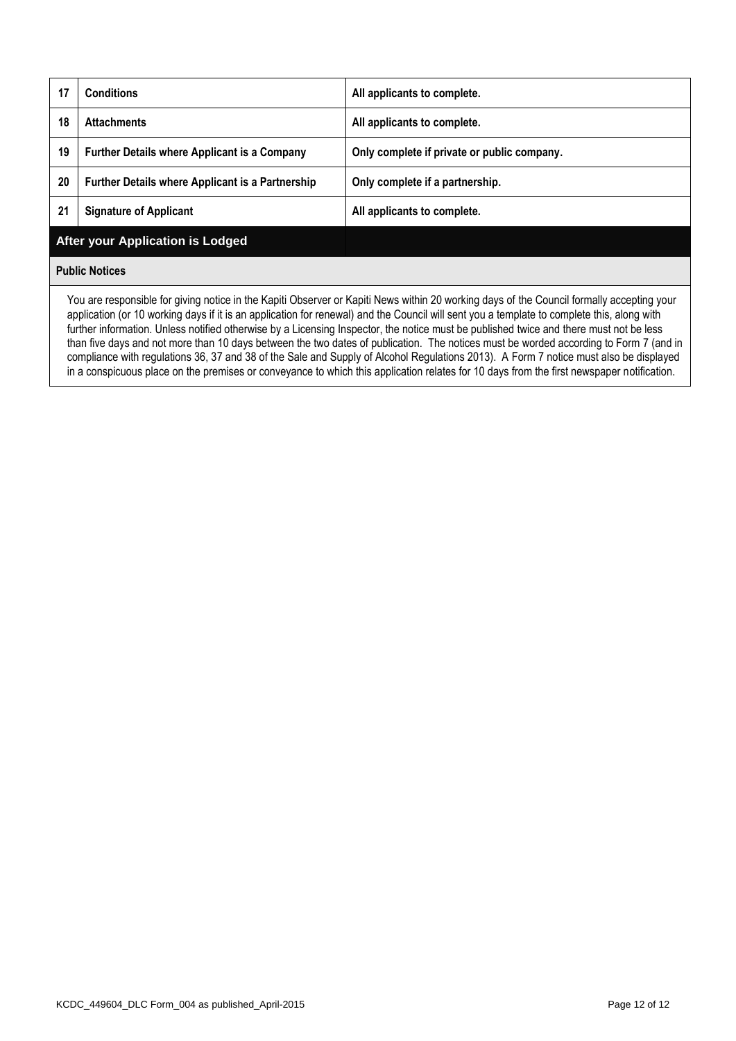| | | |
|---|---|---|
| 17 | **Conditions** | **All applicants to complete.** |
| 18 | **Attachments** | **All applicants to complete.** |
| 19 | **Further Details where Applicant is a Company** | **Only complete if private or public company.** |
| 20 | **Further Details where Applicant is a Partnership** | **Only complete if a partnership.** |
| 21 | **Signature of Applicant** | **All applicants to complete.** |

## After your Application is Lodged

### Public Notices

You are responsible for giving notice in the Kapiti Observer or Kapiti News within 20 working days of the Council formally accepting your application (or 10 working days if it is an application for renewal) and the Council will sent you a template to complete this, along with further information. Unless notified otherwise by a Licensing Inspector, the notice must be published twice and there must not be less than five days and not more than 10 days between the two dates of publication. The notices must be worded according to Form 7 (and in compliance with regulations 36, 37 and 38 of the Sale and Supply of Alcohol Regulations 2013). A Form 7 notice must also be displayed in a conspicuous place on the premises or conveyance to which this application relates for 10 days from the first newspaper notification.

KCDC_449604_DLC Form_004 as published_April-2015